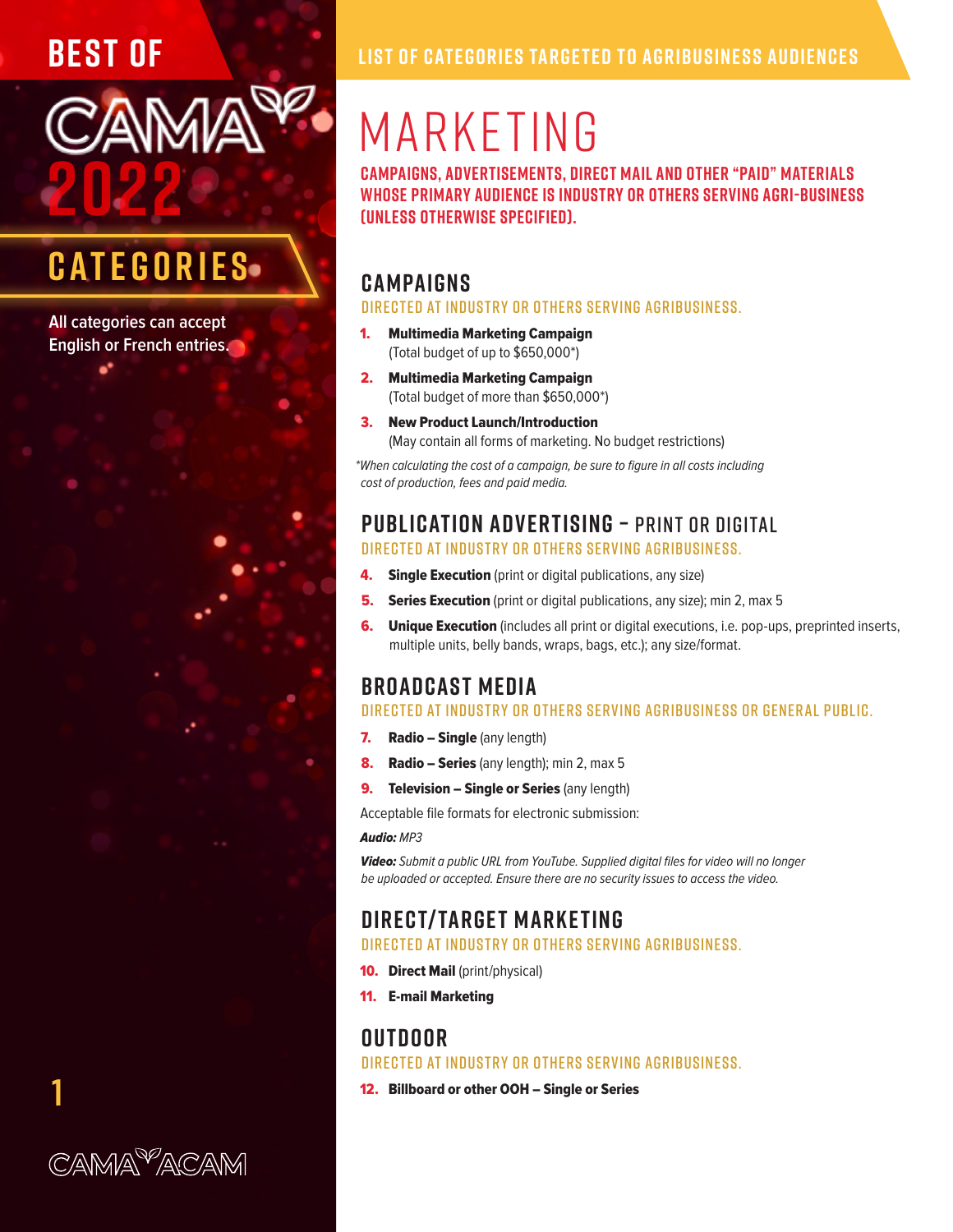# BEST OF CAMA 2022

## CATEGORIES

All categories can accept English or French entries.

LIST OF CATEGORIES TARGETED TO AGRIBUSINESS AUDIENCES

# MARKETING

**CAMPAIGNS, ADVERTISEMENTS, DIRECT MAIL AND OTHER "PAID" MATERIALS WHOSE PRIMARY AUDIENCE IS INDUSTRY OR OTHERS SERVING AGRI-BUSINESS (UNLESS OTHERWISE SPECIFIED).**

## CAMPAIGNS

DIRECTED AT INDUSTRY OR OTHERS SERVING AGRIBUSINESS.

1. **Multimedia Marketing Campaign**
   (Total budget of up to $650,000*)
2. **Multimedia Marketing Campaign**
   (Total budget of more than $650,000*)
3. **New Product Launch/Introduction**
   (May contain all forms of marketing. No budget restrictions)

*When calculating the cost of a campaign, be sure to figure in all costs including cost of production, fees and paid media.*

## PUBLICATION ADVERTISING – PRINT OR DIGITAL

DIRECTED AT INDUSTRY OR OTHERS SERVING AGRIBUSINESS.

4. **Single Execution** (print or digital publications, any size)
5. **Series Execution** (print or digital publications, any size); min 2, max 5
6. **Unique Execution** (includes all print or digital executions, i.e. pop-ups, preprinted inserts, multiple units, belly bands, wraps, bags, etc.); any size/format.

## BROADCAST MEDIA

DIRECTED AT INDUSTRY OR OTHERS SERVING AGRIBUSINESS OR GENERAL PUBLIC.

7. **Radio – Single** (any length)
8. **Radio – Series** (any length); min 2, max 5
9. **Television – Single or Series** (any length)

Acceptable file formats for electronic submission:

***Audio:*** *MP3*

***Video:*** *Submit a public URL from YouTube. Supplied digital files for video will no longer be uploaded or accepted. Ensure there are no security issues to access the video.*

## DIRECT/TARGET MARKETING

DIRECTED AT INDUSTRY OR OTHERS SERVING AGRIBUSINESS.

10. **Direct Mail** (print/physical)
11. **E-mail Marketing**

## OUTDOOR

DIRECTED AT INDUSTRY OR OTHERS SERVING AGRIBUSINESS.

12. **Billboard or other OOH – Single or Series**

CAMA ACAM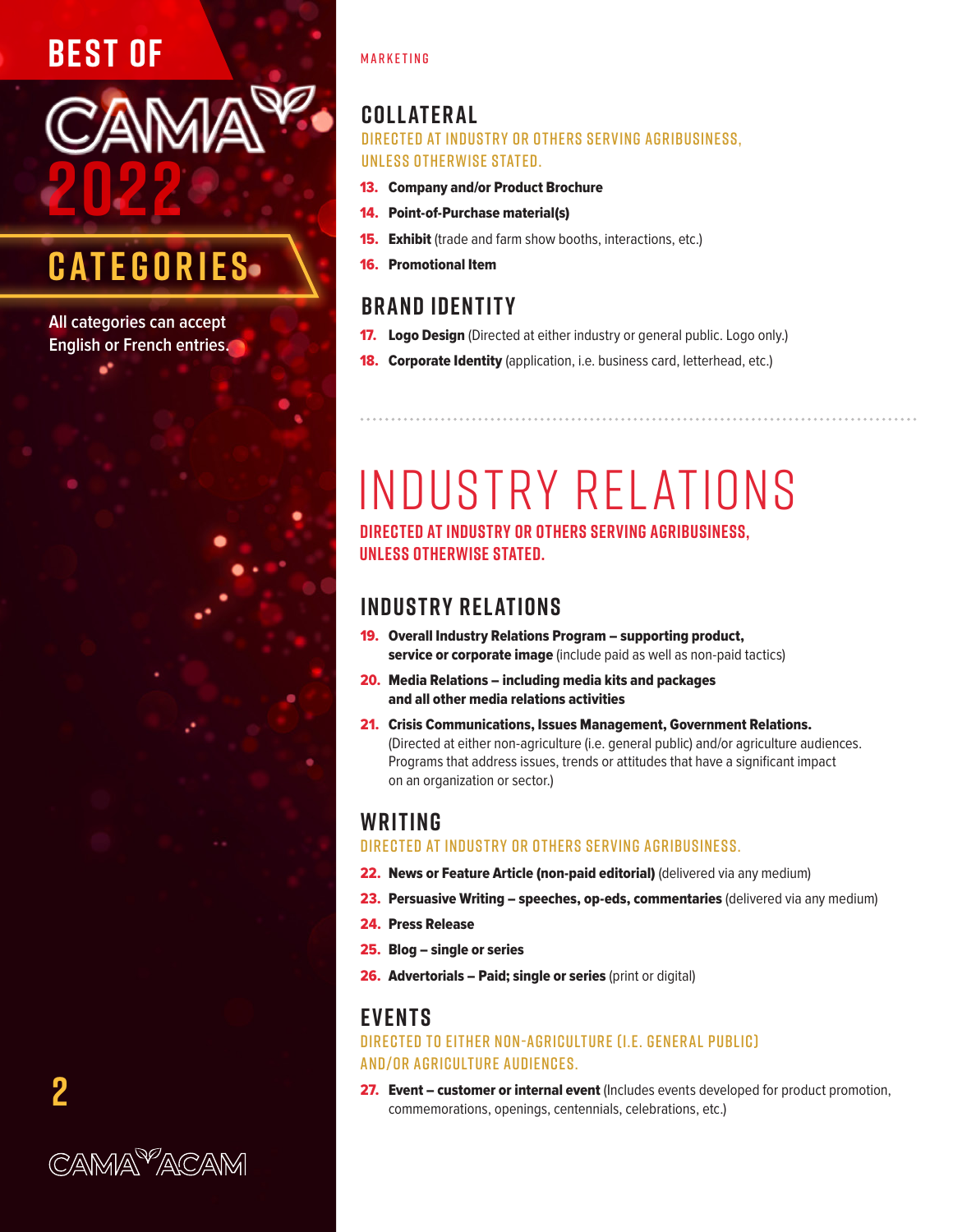# BEST OF CAMA 2022

## CATEGORIES

All categories can accept English or French entries.

MARKETING

### COLLATERAL

DIRECTED AT INDUSTRY OR OTHERS SERVING AGRIBUSINESS, UNLESS OTHERWISE STATED.

13. **Company and/or Product Brochure**
14. **Point-of-Purchase material(s)**
15. **Exhibit** (trade and farm show booths, interactions, etc.)
16. **Promotional Item**

### BRAND IDENTITY

17. **Logo Design** (Directed at either industry or general public. Logo only.)
18. **Corporate Identity** (application, i.e. business card, letterhead, etc.)

# INDUSTRY RELATIONS

**DIRECTED AT INDUSTRY OR OTHERS SERVING AGRIBUSINESS, UNLESS OTHERWISE STATED.**

### INDUSTRY RELATIONS

19. **Overall Industry Relations Program – supporting product, service or corporate image** (include paid as well as non-paid tactics)
20. **Media Relations – including media kits and packages and all other media relations activities**
21. **Crisis Communications, Issues Management, Government Relations.** (Directed at either non-agriculture (i.e. general public) and/or agriculture audiences. Programs that address issues, trends or attitudes that have a significant impact on an organization or sector.)

### WRITING

DIRECTED AT INDUSTRY OR OTHERS SERVING AGRIBUSINESS.

22. **News or Feature Article (non-paid editorial)** (delivered via any medium)
23. **Persuasive Writing – speeches, op-eds, commentaries** (delivered via any medium)
24. **Press Release**
25. **Blog – single or series**
26. **Advertorials – Paid; single or series** (print or digital)

### EVENTS

DIRECTED TO EITHER NON-AGRICULTURE (I.E. GENERAL PUBLIC) AND/OR AGRICULTURE AUDIENCES.

27. **Event – customer or internal event** (Includes events developed for product promotion, commemorations, openings, centennials, celebrations, etc.)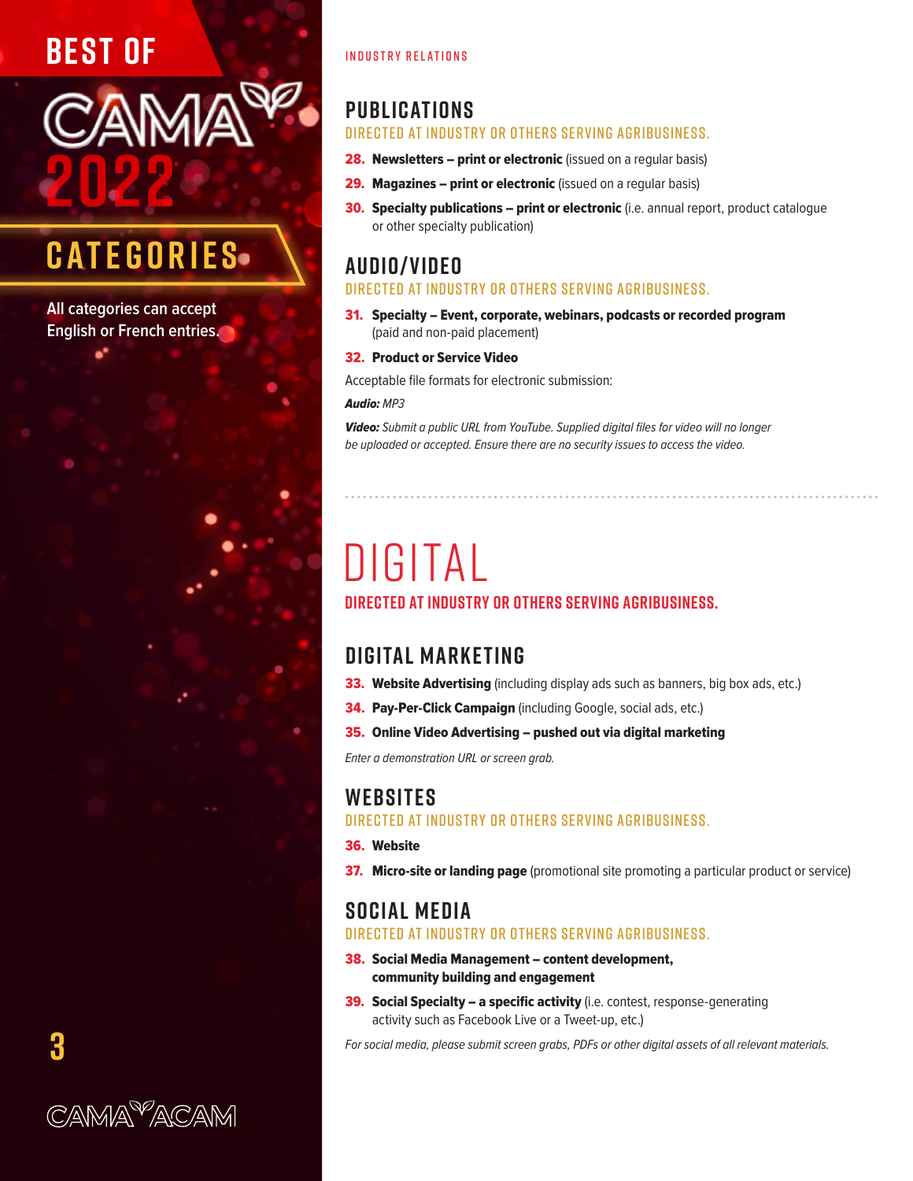# BEST OF CAMA 2022

## CATEGORIES

All categories can accept English or French entries.

INDUSTRY RELATIONS

### PUBLICATIONS

DIRECTED AT INDUSTRY OR OTHERS SERVING AGRIBUSINESS.

28. **Newsletters – print or electronic** (issued on a regular basis)
29. **Magazines – print or electronic** (issued on a regular basis)
30. **Specialty publications – print or electronic** (i.e. annual report, product catalogue or other specialty publication)

### AUDIO/VIDEO

DIRECTED AT INDUSTRY OR OTHERS SERVING AGRIBUSINESS.

31. **Specialty – Event, corporate, webinars, podcasts or recorded program** (paid and non-paid placement)
32. **Product or Service Video**

Acceptable file formats for electronic submission:

***Audio:*** *MP3*

***Video:*** *Submit a public URL from YouTube. Supplied digital files for video will no longer be uploaded or accepted. Ensure there are no security issues to access the video.*

# DIGITAL

**DIRECTED AT INDUSTRY OR OTHERS SERVING AGRIBUSINESS.**

### DIGITAL MARKETING

33. **Website Advertising** (including display ads such as banners, big box ads, etc.)
34. **Pay-Per-Click Campaign** (including Google, social ads, etc.)
35. **Online Video Advertising – pushed out via digital marketing**

*Enter a demonstration URL or screen grab.*

### WEBSITES

DIRECTED AT INDUSTRY OR OTHERS SERVING AGRIBUSINESS.

36. **Website**
37. **Micro-site or landing page** (promotional site promoting a particular product or service)

### SOCIAL MEDIA

DIRECTED AT INDUSTRY OR OTHERS SERVING AGRIBUSINESS.

38. **Social Media Management – content development, community building and engagement**
39. **Social Specialty – a specific activity** (i.e. contest, response-generating activity such as Facebook Live or a Tweet-up, etc.)

*For social media, please submit screen grabs, PDFs or other digital assets of all relevant materials.*

CAMA ACAM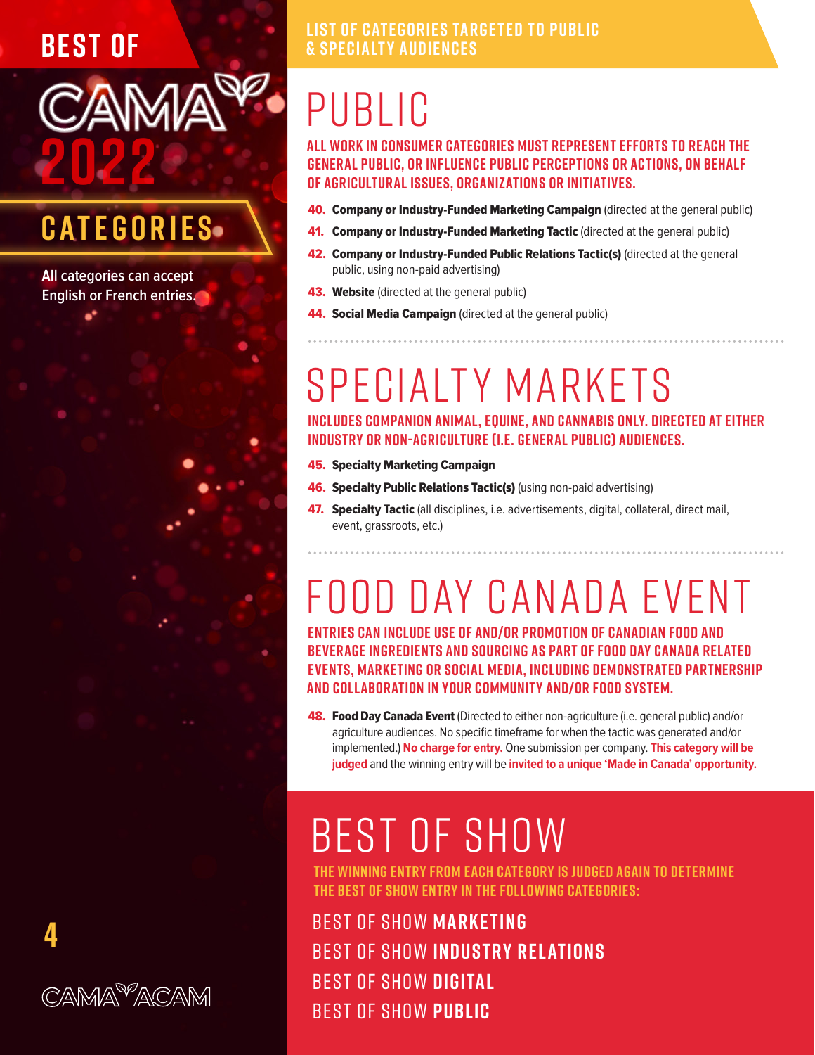# BEST OF CAMA 2022

## CATEGORIES

All categories can accept English or French entries.

LIST OF CATEGORIES TARGETED TO PUBLIC & SPECIALTY AUDIENCES

# PUBLIC

**ALL WORK IN CONSUMER CATEGORIES MUST REPRESENT EFFORTS TO REACH THE GENERAL PUBLIC, OR INFLUENCE PUBLIC PERCEPTIONS OR ACTIONS, ON BEHALF OF AGRICULTURAL ISSUES, ORGANIZATIONS OR INITIATIVES.**

40. **Company or Industry-Funded Marketing Campaign** (directed at the general public)
41. **Company or Industry-Funded Marketing Tactic** (directed at the general public)
42. **Company or Industry-Funded Public Relations Tactic(s)** (directed at the general public, using non-paid advertising)
43. **Website** (directed at the general public)
44. **Social Media Campaign** (directed at the general public)

# SPECIALTY MARKETS

**INCLUDES COMPANION ANIMAL, EQUINE, AND CANNABIS ONLY. DIRECTED AT EITHER INDUSTRY OR NON-AGRICULTURE (I.E. GENERAL PUBLIC) AUDIENCES.**

45. **Specialty Marketing Campaign**
46. **Specialty Public Relations Tactic(s)** (using non-paid advertising)
47. **Specialty Tactic** (all disciplines, i.e. advertisements, digital, collateral, direct mail, event, grassroots, etc.)

# FOOD DAY CANADA EVENT

**ENTRIES CAN INCLUDE USE OF AND/OR PROMOTION OF CANADIAN FOOD AND BEVERAGE INGREDIENTS AND SOURCING AS PART OF FOOD DAY CANADA RELATED EVENTS, MARKETING OR SOCIAL MEDIA, INCLUDING DEMONSTRATED PARTNERSHIP AND COLLABORATION IN YOUR COMMUNITY AND/OR FOOD SYSTEM.**

48. **Food Day Canada Event** (Directed to either non-agriculture (i.e. general public) and/or agriculture audiences. No specific timeframe for when the tactic was generated and/or implemented.) **No charge for entry.** One submission per company. **This category will be judged** and the winning entry will be **invited to a unique 'Made in Canada' opportunity.**

# BEST OF SHOW

**THE WINNING ENTRY FROM EACH CATEGORY IS JUDGED AGAIN TO DETERMINE THE BEST OF SHOW ENTRY IN THE FOLLOWING CATEGORIES:**

BEST OF SHOW **MARKETING**

BEST OF SHOW **INDUSTRY RELATIONS**

BEST OF SHOW **DIGITAL**

BEST OF SHOW **PUBLIC**

CAMA ACAM